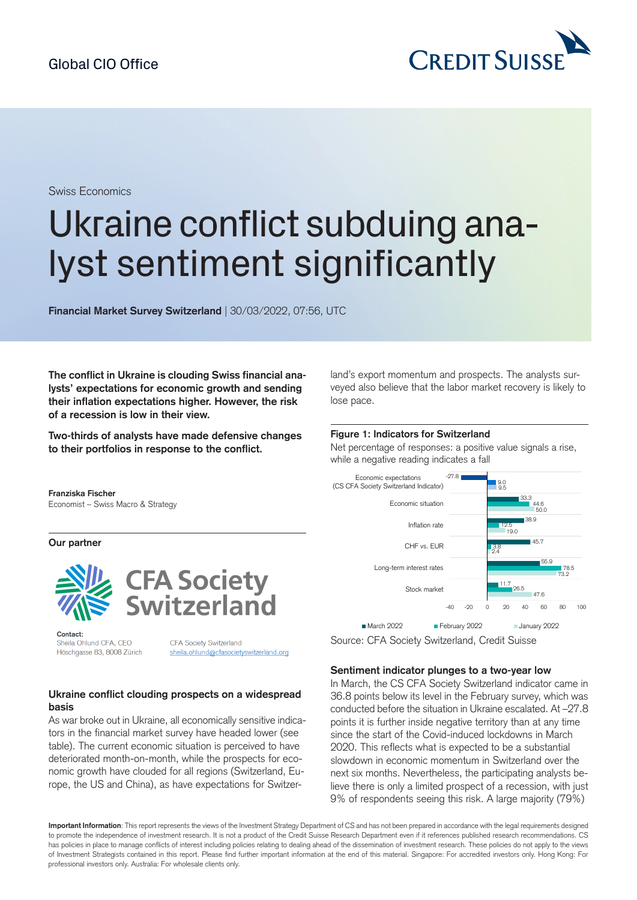Global CIO Office

Swiss Economics

# Ukraine conflict subduing analyst sentiment significantly

**Financial Market Survey Switzerland** | 30/03/2022, 07:56, UTC

**The conflict in Ukraine is clouding Swiss financial analysts' expectations for economic growth and sending their inflation expectations higher. However, the risk of a recession is low in their view.**

**Two-thirds of analysts have made defensive changes to their portfolios in response to the conflict.**

**Franziska Fischer**
Economist – Swiss Macro & Strategy

**Our partner**

CFA Society Switzerland

**Contact:**
Sheila Ohlund CFA, CEO
Höschgasse 83, 8008 Zürich

CFA Society Switzerland
sheila.ohlund@cfasocietyswitzerland.org

### Ukraine conflict clouding prospects on a widespread basis

As war broke out in Ukraine, all economically sensitive indicators in the financial market survey have headed lower (see table). The current economic situation is perceived to have deteriorated month-on-month, while the prospects for economic growth have clouded for all regions (Switzerland, Europe, the US and China), as have expectations for Switzerland's export momentum and prospects. The analysts surveyed also believe that the labor market recovery is likely to lose pace.

**Figure 1: Indicators for Switzerland**

Net percentage of responses: a positive value signals a rise, while a negative reading indicates a fall

| Indicator | March 2022 | February 2022 | January 2022 |
|---|---|---|---|
| Economic expectations (CS CFA Society Switzerland Indicator) | -27.8 | 9.0 | 9.5 |
| Economic situation | 33.3 | 44.6 | 50.0 |
| Inflation rate | 38.9 | 12.5 | 19.0 |
| CHF vs. EUR | 45.7 | 3.8 | 2.4 |
| Long-term interest rates | 55.9 | 78.5 | 73.2 |
| Stock market | 11.7 | 26.5 | 47.6 |

Source: CFA Society Switzerland, Credit Suisse

### Sentiment indicator plunges to a two-year low

In March, the CS CFA Society Switzerland indicator came in 36.8 points below its level in the February survey, which was conducted before the situation in Ukraine escalated. At –27.8 points it is further inside negative territory than at any time since the start of the Covid-induced lockdowns in March 2020. This reflects what is expected to be a substantial slowdown in economic momentum in Switzerland over the next six months. Nevertheless, the participating analysts believe there is only a limited prospect of a recession, with just 9% of respondents seeing this risk. A large majority (79%)

**Important Information**: This report represents the views of the Investment Strategy Department of CS and has not been prepared in accordance with the legal requirements designed to promote the independence of investment research. It is not a product of the Credit Suisse Research Department even if it references published research recommendations. CS has policies in place to manage conflicts of interest including policies relating to dealing ahead of the dissemination of investment research. These policies do not apply to the views of Investment Strategists contained in this report. Please find further important information at the end of this material. Singapore: For accredited investors only. Hong Kong: For professional investors only. Australia: For wholesale clients only.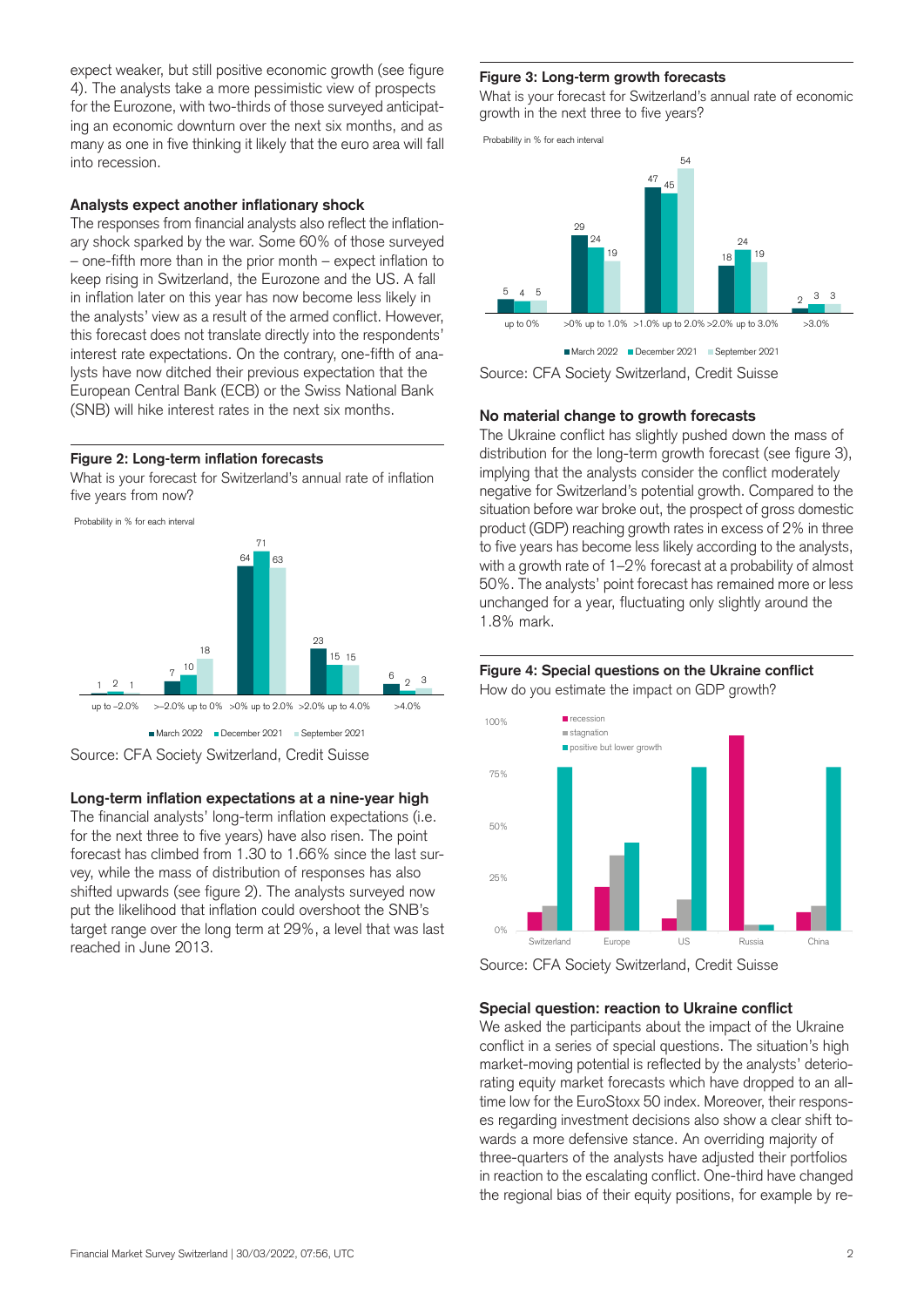expect weaker, but still positive economic growth (see figure 4). The analysts take a more pessimistic view of prospects for the Eurozone, with two-thirds of those surveyed anticipating an economic downturn over the next six months, and as many as one in five thinking it likely that the euro area will fall into recession.

### Analysts expect another inflationary shock

The responses from financial analysts also reflect the inflationary shock sparked by the war. Some 60% of those surveyed – one-fifth more than in the prior month – expect inflation to keep rising in Switzerland, the Eurozone and the US. A fall in inflation later on this year has now become less likely in the analysts' view as a result of the armed conflict. However, this forecast does not translate directly into the respondents' interest rate expectations. On the contrary, one-fifth of analysts have now ditched their previous expectation that the European Central Bank (ECB) or the Swiss National Bank (SNB) will hike interest rates in the next six months.

**Figure 2: Long-term inflation forecasts**

What is your forecast for Switzerland's annual rate of inflation five years from now?

Probability in % for each interval

| | up to -2.0% | >-2.0% up to 0% | >0% up to 2.0% | >2.0% up to 4.0% | >4.0% |
|---|---|---|---|---|---|
| March 2022 | 1 | 7 | 64 | 23 | 6 |
| December 2021 | 2 | 10 | 71 | 15 | 2 |
| September 2021 | 1 | 18 | 63 | 15 | 3 |

Source: CFA Society Switzerland, Credit Suisse

### Long-term inflation expectations at a nine-year high

The financial analysts' long-term inflation expectations (i.e. for the next three to five years) have also risen. The point forecast has climbed from 1.30 to 1.66% since the last survey, while the mass of distribution of responses has also shifted upwards (see figure 2). The analysts surveyed now put the likelihood that inflation could overshoot the SNB's target range over the long term at 29%, a level that was last reached in June 2013.

**Figure 3: Long-term growth forecasts**

What is your forecast for Switzerland's annual rate of economic growth in the next three to five years?

Probability in % for each interval

| | up to 0% | >0% up to 1.0% | >1.0% up to 2.0% | >2.0% up to 3.0% | >3.0% |
|---|---|---|---|---|---|
| March 2022 | 5 | 29 | 47 | 18 | 2 |
| December 2021 | 4 | 24 | 45 | 24 | 3 |
| September 2021 | 5 | 19 | 54 | 19 | 3 |

Source: CFA Society Switzerland, Credit Suisse

### No material change to growth forecasts

The Ukraine conflict has slightly pushed down the mass of distribution for the long-term growth forecast (see figure 3), implying that the analysts consider the conflict moderately negative for Switzerland's potential growth. Compared to the situation before war broke out, the prospect of gross domestic product (GDP) reaching growth rates in excess of 2% in three to five years has become less likely according to the analysts, with a growth rate of 1–2% forecast at a probability of almost 50%. The analysts' point forecast has remained more or less unchanged for a year, fluctuating only slightly around the 1.8% mark.

**Figure 4: Special questions on the Ukraine conflict**

How do you estimate the impact on GDP growth?

Source: CFA Society Switzerland, Credit Suisse

### Special question: reaction to Ukraine conflict

We asked the participants about the impact of the Ukraine conflict in a series of special questions. The situation's high market-moving potential is reflected by the analysts' deteriorating equity market forecasts which have dropped to an all-time low for the EuroStoxx 50 index. Moreover, their responses regarding investment decisions also show a clear shift towards a more defensive stance. An overriding majority of three-quarters of the analysts have adjusted their portfolios in reaction to the escalating conflict. One-third have changed the regional bias of their equity positions, for example by re-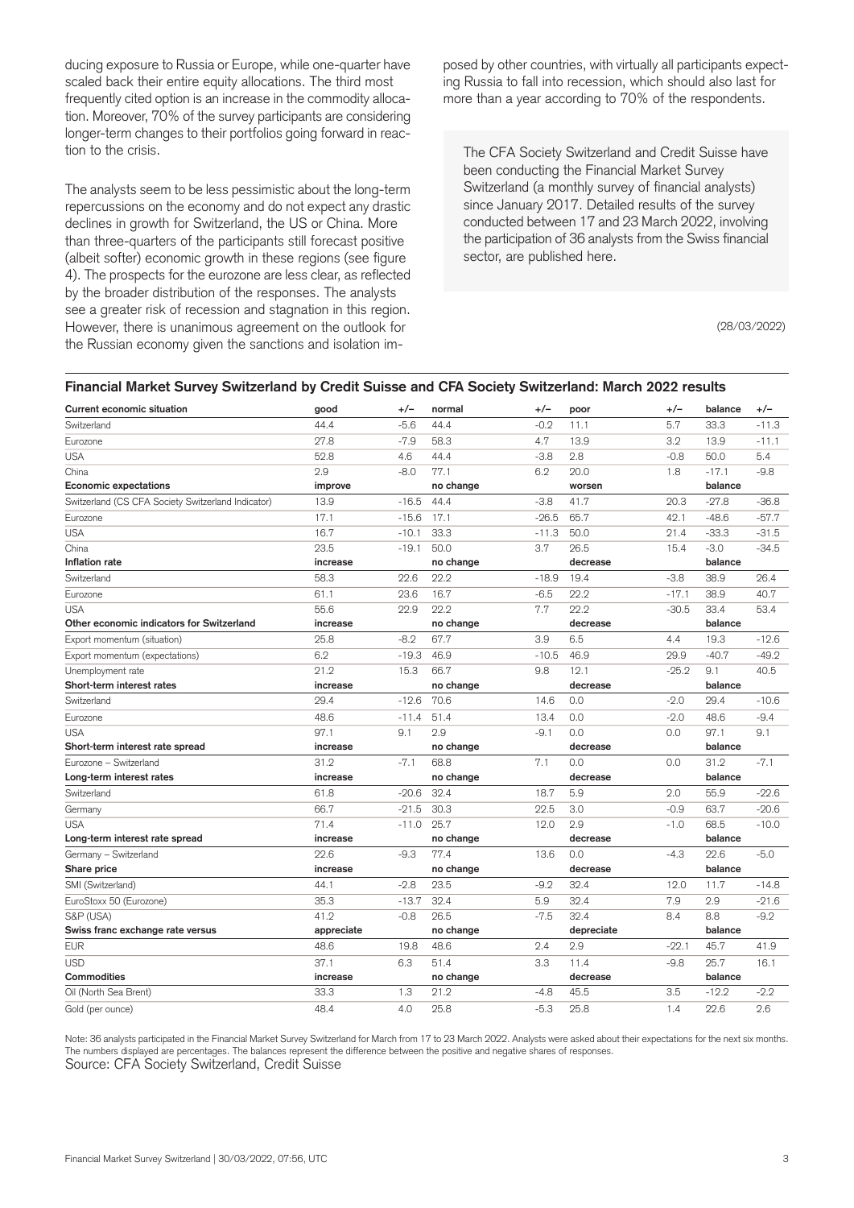ducing exposure to Russia or Europe, while one-quarter have scaled back their entire equity allocations. The third most frequently cited option is an increase in the commodity allocation. Moreover, 70% of the survey participants are considering longer-term changes to their portfolios going forward in reaction to the crisis.

The analysts seem to be less pessimistic about the long-term repercussions on the economy and do not expect any drastic declines in growth for Switzerland, the US or China. More than three-quarters of the participants still forecast positive (albeit softer) economic growth in these regions (see figure 4). The prospects for the eurozone are less clear, as reflected by the broader distribution of the responses. The analysts see a greater risk of recession and stagnation in this region. However, there is unanimous agreement on the outlook for the Russian economy given the sanctions and isolation imposed by other countries, with virtually all participants expecting Russia to fall into recession, which should also last for more than a year according to 70% of the respondents.

The CFA Society Switzerland and Credit Suisse have been conducting the Financial Market Survey Switzerland (a monthly survey of financial analysts) since January 2017. Detailed results of the survey conducted between 17 and 23 March 2022, involving the participation of 36 analysts from the Swiss financial sector, are published here.

(28/03/2022)

## Financial Market Survey Switzerland by Credit Suisse and CFA Society Switzerland: March 2022 results

| **Current economic situation** | **good** | **+/–** | **normal** | **+/–** | **poor** | **+/–** | **balance** | **+/–** |
|---|---|---|---|---|---|---|---|---|
| Switzerland | 44.4 | -5.6 | 44.4 | -0.2 | 11.1 | 5.7 | 33.3 | -11.3 |
| Eurozone | 27.8 | -7.9 | 58.3 | 4.7 | 13.9 | 3.2 | 13.9 | -11.1 |
| USA | 52.8 | 4.6 | 44.4 | -3.8 | 2.8 | -0.8 | 50.0 | 5.4 |
| China | 2.9 | -8.0 | 77.1 | 6.2 | 20.0 | 1.8 | -17.1 | -9.8 |
| **Economic expectations** | **improve** | | **no change** | | **worsen** | | **balance** | |
| Switzerland (CS CFA Society Switzerland Indicator) | 13.9 | -16.5 | 44.4 | -3.8 | 41.7 | 20.3 | -27.8 | -36.8 |
| Eurozone | 17.1 | -15.6 | 17.1 | -26.5 | 65.7 | 42.1 | -48.6 | -57.7 |
| USA | 16.7 | -10.1 | 33.3 | -11.3 | 50.0 | 21.4 | -33.3 | -31.5 |
| China | 23.5 | -19.1 | 50.0 | 3.7 | 26.5 | 15.4 | -3.0 | -34.5 |
| **Inflation rate** | **increase** | | **no change** | | **decrease** | | **balance** | |
| Switzerland | 58.3 | 22.6 | 22.2 | -18.9 | 19.4 | -3.8 | 38.9 | 26.4 |
| Eurozone | 61.1 | 23.6 | 16.7 | -6.5 | 22.2 | -17.1 | 38.9 | 40.7 |
| USA | 55.6 | 22.9 | 22.2 | 7.7 | 22.2 | -30.5 | 33.4 | 53.4 |
| **Other economic indicators for Switzerland** | **increase** | | **no change** | | **decrease** | | **balance** | |
| Export momentum (situation) | 25.8 | -8.2 | 67.7 | 3.9 | 6.5 | 4.4 | 19.3 | -12.6 |
| Export momentum (expectations) | 6.2 | -19.3 | 46.9 | -10.5 | 46.9 | 29.9 | -40.7 | -49.2 |
| Unemployment rate | 21.2 | 15.3 | 66.7 | 9.8 | 12.1 | -25.2 | 9.1 | 40.5 |
| **Short-term interest rates** | **increase** | | **no change** | | **decrease** | | **balance** | |
| Switzerland | 29.4 | -12.6 | 70.6 | 14.6 | 0.0 | -2.0 | 29.4 | -10.6 |
| Eurozone | 48.6 | -11.4 | 51.4 | 13.4 | 0.0 | -2.0 | 48.6 | -9.4 |
| USA | 97.1 | 9.1 | 2.9 | -9.1 | 0.0 | 0.0 | 97.1 | 9.1 |
| **Short-term interest rate spread** | **increase** | | **no change** | | **decrease** | | **balance** | |
| Eurozone – Switzerland | 31.2 | -7.1 | 68.8 | 7.1 | 0.0 | 0.0 | 31.2 | -7.1 |
| **Long-term interest rates** | **increase** | | **no change** | | **decrease** | | **balance** | |
| Switzerland | 61.8 | -20.6 | 32.4 | 18.7 | 5.9 | 2.0 | 55.9 | -22.6 |
| Germany | 66.7 | -21.5 | 30.3 | 22.5 | 3.0 | -0.9 | 63.7 | -20.6 |
| USA | 71.4 | -11.0 | 25.7 | 12.0 | 2.9 | -1.0 | 68.5 | -10.0 |
| **Long-term interest rate spread** | **increase** | | **no change** | | **decrease** | | **balance** | |
| Germany – Switzerland | 22.6 | -9.3 | 77.4 | 13.6 | 0.0 | -4.3 | 22.6 | -5.0 |
| **Share price** | **increase** | | **no change** | | **decrease** | | **balance** | |
| SMI (Switzerland) | 44.1 | -2.8 | 23.5 | -9.2 | 32.4 | 12.0 | 11.7 | -14.8 |
| EuroStoxx 50 (Eurozone) | 35.3 | -13.7 | 32.4 | 5.9 | 32.4 | 7.9 | 2.9 | -21.6 |
| S&P (USA) | 41.2 | -0.8 | 26.5 | -7.5 | 32.4 | 8.4 | 8.8 | -9.2 |
| **Swiss franc exchange rate versus** | **appreciate** | | **no change** | | **depreciate** | | **balance** | |
| EUR | 48.6 | 19.8 | 48.6 | 2.4 | 2.9 | -22.1 | 45.7 | 41.9 |
| USD | 37.1 | 6.3 | 51.4 | 3.3 | 11.4 | -9.8 | 25.7 | 16.1 |
| **Commodities** | **increase** | | **no change** | | **decrease** | | **balance** | |
| Oil (North Sea Brent) | 33.3 | 1.3 | 21.2 | -4.8 | 45.5 | 3.5 | -12.2 | -2.2 |
| Gold (per ounce) | 48.4 | 4.0 | 25.8 | -5.3 | 25.8 | 1.4 | 22.6 | 2.6 |

Note: 36 analysts participated in the Financial Market Survey Switzerland for March from 17 to 23 March 2022. Analysts were asked about their expectations for the next six months. The numbers displayed are percentages. The balances represent the difference between the positive and negative shares of responses.

Source: CFA Society Switzerland, Credit Suisse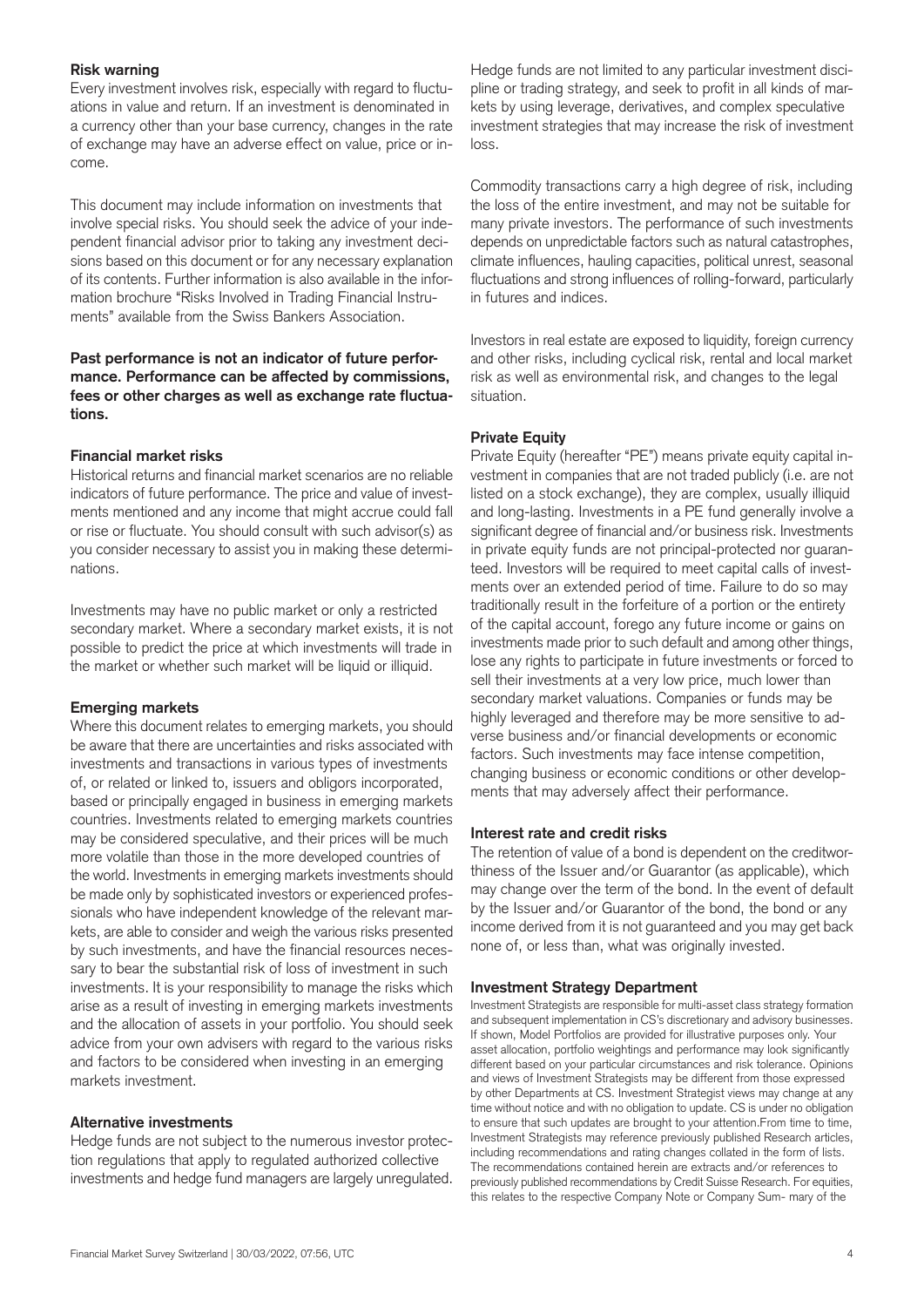## Risk warning

Every investment involves risk, especially with regard to fluctuations in value and return. If an investment is denominated in a currency other than your base currency, changes in the rate of exchange may have an adverse effect on value, price or income.

This document may include information on investments that involve special risks. You should seek the advice of your independent financial advisor prior to taking any investment decisions based on this document or for any necessary explanation of its contents. Further information is also available in the information brochure "Risks Involved in Trading Financial Instruments" available from the Swiss Bankers Association.

**Past performance is not an indicator of future performance. Performance can be affected by commissions, fees or other charges as well as exchange rate fluctuations.**

## Financial market risks

Historical returns and financial market scenarios are no reliable indicators of future performance. The price and value of investments mentioned and any income that might accrue could fall or rise or fluctuate. You should consult with such advisor(s) as you consider necessary to assist you in making these determinations.

Investments may have no public market or only a restricted secondary market. Where a secondary market exists, it is not possible to predict the price at which investments will trade in the market or whether such market will be liquid or illiquid.

## Emerging markets

Where this document relates to emerging markets, you should be aware that there are uncertainties and risks associated with investments and transactions in various types of investments of, or related or linked to, issuers and obligors incorporated, based or principally engaged in business in emerging markets countries. Investments related to emerging markets countries may be considered speculative, and their prices will be much more volatile than those in the more developed countries of the world. Investments in emerging markets investments should be made only by sophisticated investors or experienced professionals who have independent knowledge of the relevant markets, are able to consider and weigh the various risks presented by such investments, and have the financial resources necessary to bear the substantial risk of loss of investment in such investments. It is your responsibility to manage the risks which arise as a result of investing in emerging markets investments and the allocation of assets in your portfolio. You should seek advice from your own advisers with regard to the various risks and factors to be considered when investing in an emerging markets investment.

## Alternative investments

Hedge funds are not subject to the numerous investor protection regulations that apply to regulated authorized collective investments and hedge fund managers are largely unregulated. Hedge funds are not limited to any particular investment discipline or trading strategy, and seek to profit in all kinds of markets by using leverage, derivatives, and complex speculative investment strategies that may increase the risk of investment loss.

Commodity transactions carry a high degree of risk, including the loss of the entire investment, and may not be suitable for many private investors. The performance of such investments depends on unpredictable factors such as natural catastrophes, climate influences, hauling capacities, political unrest, seasonal fluctuations and strong influences of rolling-forward, particularly in futures and indices.

Investors in real estate are exposed to liquidity, foreign currency and other risks, including cyclical risk, rental and local market risk as well as environmental risk, and changes to the legal situation.

## Private Equity

Private Equity (hereafter "PE") means private equity capital investment in companies that are not traded publicly (i.e. are not listed on a stock exchange), they are complex, usually illiquid and long-lasting. Investments in a PE fund generally involve a significant degree of financial and/or business risk. Investments in private equity funds are not principal-protected nor guaranteed. Investors will be required to meet capital calls of investments over an extended period of time. Failure to do so may traditionally result in the forfeiture of a portion or the entirety of the capital account, forego any future income or gains on investments made prior to such default and among other things, lose any rights to participate in future investments or forced to sell their investments at a very low price, much lower than secondary market valuations. Companies or funds may be highly leveraged and therefore may be more sensitive to adverse business and/or financial developments or economic factors. Such investments may face intense competition, changing business or economic conditions or other developments that may adversely affect their performance.

## Interest rate and credit risks

The retention of value of a bond is dependent on the creditworthiness of the Issuer and/or Guarantor (as applicable), which may change over the term of the bond. In the event of default by the Issuer and/or Guarantor of the bond, the bond or any income derived from it is not guaranteed and you may get back none of, or less than, what was originally invested.

## Investment Strategy Department

Investment Strategists are responsible for multi-asset class strategy formation and subsequent implementation in CS's discretionary and advisory businesses. If shown, Model Portfolios are provided for illustrative purposes only. Your asset allocation, portfolio weightings and performance may look significantly different based on your particular circumstances and risk tolerance. Opinions and views of Investment Strategists may be different from those expressed by other Departments at CS. Investment Strategist views may change at any time without notice and with no obligation to update. CS is under no obligation to ensure that such updates are brought to your attention.From time to time, Investment Strategists may reference previously published Research articles, including recommendations and rating changes collated in the form of lists. The recommendations contained herein are extracts and/or references to previously published recommendations by Credit Suisse Research. For equities, this relates to the respective Company Note or Company Sum- mary of the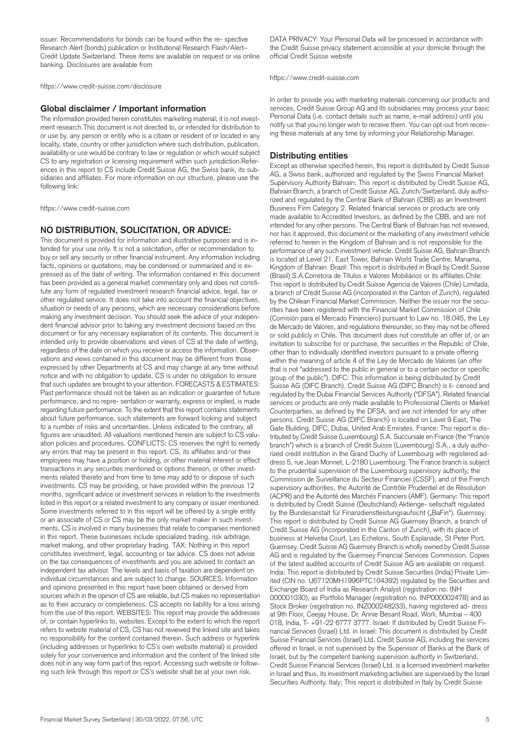issuer. Recommendations for bonds can be found within the re- spective Research Alert (bonds) publication or Institutional Research Flash/Alert– Credit Update Switzerland. These items are available on request or via online banking. Disclosures are available from

https://www.credit-suisse.com/disclosure

## Global disclaimer / Important information

The information provided herein constitutes marketing material; it is not investment research.This document is not directed to, or intended for distribution to or use by, any person or entity who is a citizen or resident of or located in any locality, state, country or other jurisdiction where such distribution, publication, availability or use would be contrary to law or regulation or which would subject CS to any registration or licensing requirement within such jurisdiction.References in this report to CS include Credit Suisse AG, the Swiss bank, its subsidiaries and affiliates. For more information on our structure, please use the following link:

https://www.credit-suisse.com

## NO DISTRIBUTION, SOLICITATION, OR ADVICE:

This document is provided for information and illustrative purposes and is intended for your use only. It is not a solicitation, offer or recommendation to buy or sell any security or other financial instrument. Any information including facts, opinions or quotations, may be condensed or summarized and is expressed as of the date of writing. The information contained in this document has been provided as a general market commentary only and does not constitute any form of regulated investment research financial advice, legal, tax or other regulated service. It does not take into account the financial objectives, situation or needs of any persons, which are necessary considerations before making any investment decision. You should seek the advice of your independent financial advisor prior to taking any investment decisions based on this document or for any necessary explanation of its contents. This document is intended only to provide observations and views of CS at the date of writing, regardless of the date on which you receive or access the information. Observations and views contained in this document may be different from those expressed by other Departments at CS and may change at any time without notice and with no obligation to update. CS is under no obligation to ensure that such updates are brought to your attention. FORECASTS & ESTIMATES: Past performance should not be taken as an indication or guarantee of future performance, and no repre- sentation or warranty, express or implied, is made regarding future performance. To the extent that this report contains statements about future performance, such statements are forward looking and subject to a number of risks and uncertainties. Unless indicated to the contrary, all figures are unaudited. All valuations mentioned herein are subject to CS valuation policies and procedures. CONFLICTS: CS reserves the right to remedy any errors that may be present in this report. CS, its affiliates and/or their employees may have a position or holding, or other material interest or effect transactions in any securities mentioned or options thereon, or other investments related thereto and from time to time may add to or dispose of such investments. CS may be providing, or have provided within the previous 12 months, significant advice or investment services in relation to the investments listed in this report or a related investment to any company or issuer mentioned. Some investments referred to in this report will be offered by a single entity or an associate of CS or CS may be the only market maker in such investments. CS is involved in many businesses that relate to companies mentioned in this report. These businesses include specialized trading, risk arbitrage, market making, and other proprietary trading. TAX: Nothing in this report constitutes investment, legal, accounting or tax advice. CS does not advise on the tax consequences of investments and you are advised to contact an independent tax advisor. The levels and basis of taxation are dependent on individual circumstances and are subject to change. SOURCES: Information and opinions presented in this report have been obtained or derived from sources which in the opinion of CS are reliable, but CS makes no representation as to their accuracy or completeness. CS accepts no liability for a loss arising from the use of this report. WEBSITES: This report may provide the addresses of, or contain hyperlinks to, websites. Except to the extent to which the report refers to website material of CS, CS has not reviewed the linked site and takes no responsibility for the content contained therein. Such address or hyperlink (including addresses or hyperlinks to CS's own website material) is provided solely for your convenience and information and the content of the linked site does not in any way form part of this report. Accessing such website or following such link through this report or CS's website shall be at your own risk.

DATA PRIVACY: Your Personal Data will be processed in accordance with the Credit Suisse privacy statement accessible at your domicile through the official Credit Suisse website

https://www.credit-suisse.com

In order to provide you with marketing materials concerning our products and services, Credit Suisse Group AG and its subsidiaries may process your basic Personal Data (i.e. contact details such as name, e-mail address) until you notify us that you no longer wish to receive them. You can opt-out from receiving these materials at any time by informing your Relationship Manager.

## Distributing entities

Except as otherwise specified herein, this report is distributed by Credit Suisse AG, a Swiss bank, authorized and regulated by the Swiss Financial Market Supervisory Authority Bahrain: This report is distributed by Credit Suisse AG, Bahrain Branch, a branch of Credit Suisse AG, Zurich/Switzerland, duly authorized and regulated by the Central Bank of Bahrain (CBB) as an Investment Business Firm Category 2. Related financial services or products are only made available to Accredited Investors, as defined by the CBB, and are not intended for any other persons. The Central Bank of Bahrain has not reviewed, nor has it approved, this document or the marketing of any investment vehicle referred to herein in the Kingdom of Bahrain and is not responsible for the performance of any such investment vehicle. Credit Suisse AG, Bahrain Branch is located at Level 21, East Tower, Bahrain World Trade Centre, Manama, Kingdom of Bahrain. Brazil: This report is distributed in Brazil by Credit Suisse (Brasil) S.A.Corretora de Títulos e Valores Mobiliários or its affiliates.Chile: This report is distributed by Credit Suisse Agencia de Valores (Chile) Limitada, a branch of Credit Suisse AG (incorporated in the Canton of Zurich), regulated by the Chilean Financial Market Commission. Neither the issuer nor the securities have been registered with the Financial Market Commission of Chile (Comisión para el Mercado Financiero) pursuant to Law no. 18.045, the Ley de Mercado de Valores, and regulations thereunder, so they may not be offered or sold publicly in Chile. This document does not constitute an offer of, or an invitation to subscribe for or purchase, the securities in the Republic of Chile, other than to individually identified investors pursuant to a private offering within the meaning of article 4 of the Ley de Mercado de Valores (an offer that is not "addressed to the public in general or to a certain sector or specific group of the public"). DIFC: This information is being distributed by Credit Suisse AG (DIFC Branch). Credit Suisse AG (DIFC Branch) is li- censed and regulated by the Dubai Financial Services Authority ("DFSA"). Related financial services or products are only made available to Professional Clients or Market Counterparties, as defined by the DFSA, and are not intended for any other persons. Credit Suisse AG (DIFC Branch) is located on Level 9 East, The Gate Building, DIFC, Dubai, United Arab Emirates. France: This report is distributed by Credit Suisse (Luxembourg) S.A. Succursale en France (the "France branch") which is a branch of Credit Suisse (Luxembourg) S.A., a duly authorized credit institution in the Grand Duchy of Luxembourg with registered address 5, rue Jean Monnet, L-2180 Luxembourg. The France branch is subject to the prudential supervision of the Luxembourg supervisory authority, the Commission de Surveillance du Secteur Financier (CSSF), and of the French supervisory authorities, the Autorité de Contrôle Prudentiel et de Résolution (ACPR) and the Autorité des Marchés Financiers (AMF). Germany: This report is distributed by Credit Suisse (Deutschland) Aktienge- sellschaft regulated by the Bundesanstalt für Finanzdienstleistungsaufsicht („BaFin"). Guernsey: This report is distributed by Credit Suisse AG Guernsey Branch, a branch of Credit Suisse AG (incorporated in the Canton of Zurich), with its place of business at Helvetia Court, Les Echelons, South Esplanade, St Peter Port, Guernsey. Credit Suisse AG Guernsey Branch is wholly owned by Credit Suisse AG and is regulated by the Guernsey Financial Services Commission. Copies of the latest audited accounts of Credit Suisse AG are available on request. India: This report is distributed by Credit Suisse Securities (India) Private Limited (CIN no. U67120MH1996PTC104392) regulated by the Securities and Exchange Board of India as Research Analyst (registration no. INH 000001030), as Portfolio Manager (registration no. INP000002478) and as Stock Broker (registration no. INZ000248233), having registered ad- dress at 9th Floor, Ceejay House, Dr. Annie Besant Road, Worli, Mumbai – 400 018, India, T- +91-22 6777 3777. Israel: If distributed by Credit Suisse Financial Services (Israel) Ltd. in Israel: This document is distributed by Credit Suisse Financial Services (Israel) Ltd. Credit Suisse AG, including the services offered in Israel, is not supervised by the Supervisor of Banks at the Bank of Israel, but by the competent banking supervision authority in Switzerland. Credit Suisse Financial Services (Israel) Ltd. is a licensed investment marketer in Israel and thus, its investment marketing activities are supervised by the Israel Securities Authority. Italy: This report is distributed in Italy by Credit Suisse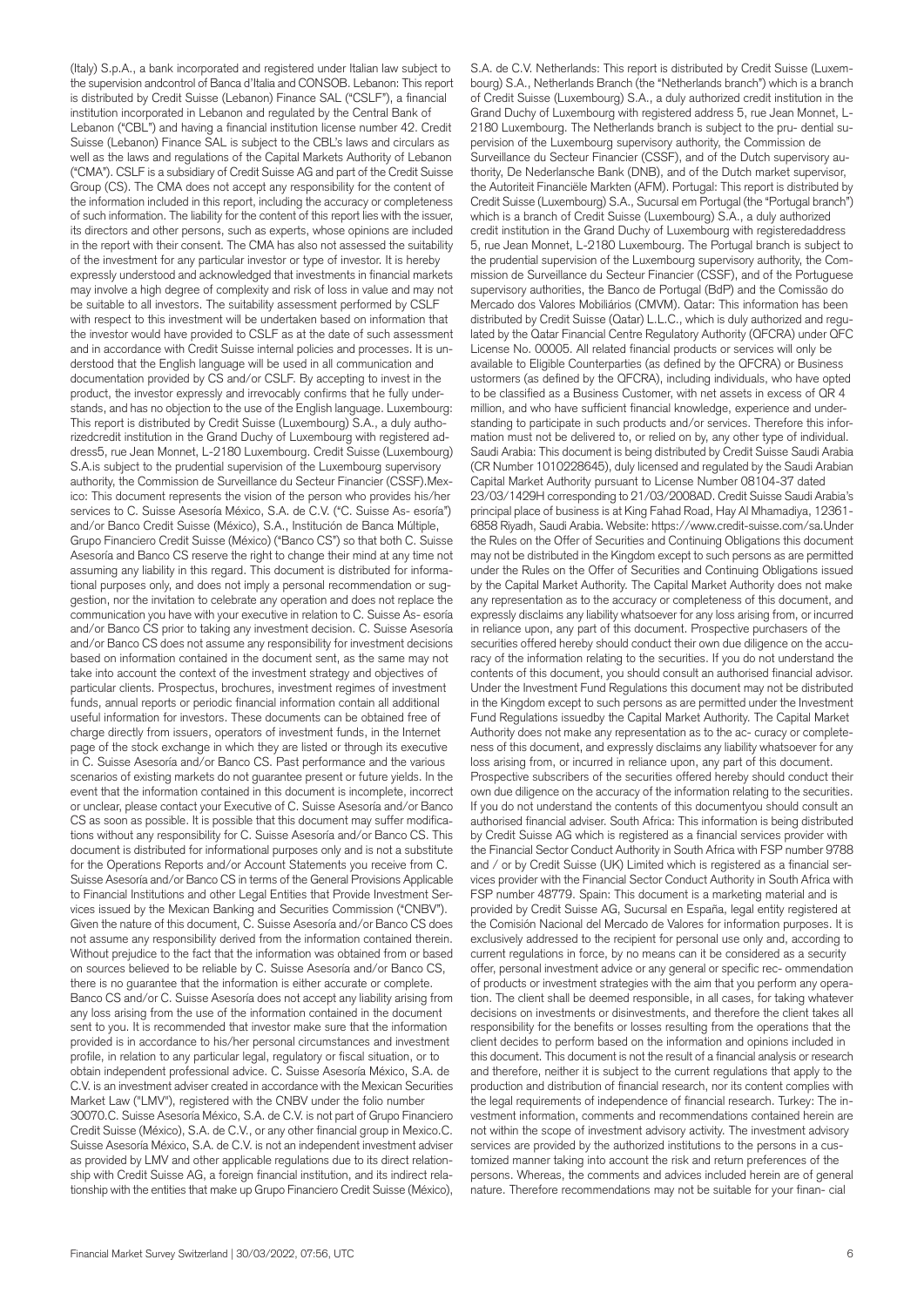(Italy) S.p.A., a bank incorporated and registered under Italian law subject to the supervision andcontrol of Banca d'Italia and CONSOB. Lebanon: This report is distributed by Credit Suisse (Lebanon) Finance SAL ("CSLF"), a financial institution incorporated in Lebanon and regulated by the Central Bank of Lebanon ("CBL") and having a financial institution license number 42. Credit Suisse (Lebanon) Finance SAL is subject to the CBL's laws and circulars as well as the laws and regulations of the Capital Markets Authority of Lebanon ("CMA"). CSLF is a subsidiary of Credit Suisse AG and part of the Credit Suisse Group (CS). The CMA does not accept any responsibility for the content of the information included in this report, including the accuracy or completeness of such information. The liability for the content of this report lies with the issuer, its directors and other persons, such as experts, whose opinions are included in the report with their consent. The CMA has also not assessed the suitability of the investment for any particular investor or type of investor. It is hereby expressly understood and acknowledged that investments in financial markets may involve a high degree of complexity and risk of loss in value and may not be suitable to all investors. The suitability assessment performed by CSLF with respect to this investment will be undertaken based on information that the investor would have provided to CSLF as at the date of such assessment and in accordance with Credit Suisse internal policies and processes. It is understood that the English language will be used in all communication and documentation provided by CS and/or CSLF. By accepting to invest in the product, the investor expressly and irrevocably confirms that he fully understands, and has no objection to the use of the English language. Luxembourg: This report is distributed by Credit Suisse (Luxembourg) S.A., a duly authorizedcredit institution in the Grand Duchy of Luxembourg with registered address5, rue Jean Monnet, L-2180 Luxembourg. Credit Suisse (Luxembourg) S.A.is subject to the prudential supervision of the Luxembourg supervisory authority, the Commission de Surveillance du Secteur Financier (CSSF).Mexico: This document represents the vision of the person who provides his/her services to C. Suisse Asesoría México, S.A. de C.V. ("C. Suisse As- esoría") and/or Banco Credit Suisse (México), S.A., Institución de Banca Múltiple, Grupo Financiero Credit Suisse (México) ("Banco CS") so that both C. Suisse Asesoría and Banco CS reserve the right to change their mind at any time not assuming any liability in this regard. This document is distributed for informational purposes only, and does not imply a personal recommendation or suggestion, nor the invitation to celebrate any operation and does not replace the communication you have with your executive in relation to C. Suisse As- esoría and/or Banco CS prior to taking any investment decision. C. Suisse Asesoría and/or Banco CS does not assume any responsibility for investment decisions based on information contained in the document sent, as the same may not take into account the context of the investment strategy and objectives of particular clients. Prospectus, brochures, investment regimes of investment funds, annual reports or periodic financial information contain all additional useful information for investors. These documents can be obtained free of charge directly from issuers, operators of investment funds, in the Internet page of the stock exchange in which they are listed or through its executive in C. Suisse Asesoría and/or Banco CS. Past performance and the various scenarios of existing markets do not guarantee present or future yields. In the event that the information contained in this document is incomplete, incorrect or unclear, please contact your Executive of C. Suisse Asesoría and/or Banco CS as soon as possible. It is possible that this document may suffer modifications without any responsibility for C. Suisse Asesoría and/or Banco CS. This document is distributed for informational purposes only and is not a substitute for the Operations Reports and/or Account Statements you receive from C. Suisse Asesoría and/or Banco CS in terms of the General Provisions Applicable to Financial Institutions and other Legal Entities that Provide Investment Services issued by the Mexican Banking and Securities Commission ("CNBV"). Given the nature of this document, C. Suisse Asesoría and/or Banco CS does not assume any responsibility derived from the information contained therein. Without prejudice to the fact that the information was obtained from or based on sources believed to be reliable by C. Suisse Asesoría and/or Banco CS, there is no guarantee that the information is either accurate or complete. Banco CS and/or C. Suisse Asesoría does not accept any liability arising from any loss arising from the use of the information contained in the document sent to you. It is recommended that investor make sure that the information provided is in accordance to his/her personal circumstances and investment profile, in relation to any particular legal, regulatory or fiscal situation, or to obtain independent professional advice. C. Suisse Asesoría México, S.A. de C.V. is an investment adviser created in accordance with the Mexican Securities Market Law ("LMV"), registered with the CNBV under the folio number 30070.C. Suisse Asesoría México, S.A. de C.V. is not part of Grupo Financiero Credit Suisse (México), S.A. de C.V., or any other financial group in Mexico.C. Suisse Asesoría México, S.A. de C.V. is not an independent investment adviser as provided by LMV and other applicable regulations due to its direct relationship with Credit Suisse AG, a foreign financial institution, and its indirect relationship with the entities that make up Grupo Financiero Credit Suisse (México), S.A. de C.V. Netherlands: This report is distributed by Credit Suisse (Luxembourg) S.A., Netherlands Branch (the "Netherlands branch") which is a branch of Credit Suisse (Luxembourg) S.A., a duly authorized credit institution in the Grand Duchy of Luxembourg with registered address 5, rue Jean Monnet, L-2180 Luxembourg. The Netherlands branch is subject to the pru- dential supervision of the Luxembourg supervisory authority, the Commission de Surveillance du Secteur Financier (CSSF), and of the Dutch supervisory authority, De Nederlansche Bank (DNB), and of the Dutch market supervisor, the Autoriteit Financiële Markten (AFM). Portugal: This report is distributed by Credit Suisse (Luxembourg) S.A., Sucursal em Portugal (the "Portugal branch") which is a branch of Credit Suisse (Luxembourg) S.A., a duly authorized credit institution in the Grand Duchy of Luxembourg with registeredaddress 5, rue Jean Monnet, L-2180 Luxembourg. The Portugal branch is subject to the prudential supervision of the Luxembourg supervisory authority, the Commission de Surveillance du Secteur Financier (CSSF), and of the Portuguese supervisory authorities, the Banco de Portugal (BdP) and the Comissão do Mercado dos Valores Mobiliários (CMVM). Qatar: This information has been distributed by Credit Suisse (Qatar) L.L.C., which is duly authorized and regulated by the Qatar Financial Centre Regulatory Authority (QFCRA) under QFC License No. 00005. All related financial products or services will only be available to Eligible Counterparties (as defined by the QFCRA) or Business ustormers (as defined by the QFCRA), including individuals, who have opted to be classified as a Business Customer, with net assets in excess of QR 4 million, and who have sufficient financial knowledge, experience and understanding to participate in such products and/or services. Therefore this information must not be delivered to, or relied on by, any other type of individual. Saudi Arabia: This document is being distributed by Credit Suisse Saudi Arabia (CR Number 1010228645), duly licensed and regulated by the Saudi Arabian Capital Market Authority pursuant to License Number 08104-37 dated 23/03/1429H corresponding to 21/03/2008AD. Credit Suisse Saudi Arabia's principal place of business is at King Fahad Road, Hay Al Mhamadiya, 12361-6858 Riyadh, Saudi Arabia. Website: https://www.credit-suisse.com/sa.Under the Rules on the Offer of Securities and Continuing Obligations this document may not be distributed in the Kingdom except to such persons as are permitted under the Rules on the Offer of Securities and Continuing Obligations issued by the Capital Market Authority. The Capital Market Authority does not make any representation as to the accuracy or completeness of this document, and expressly disclaims any liability whatsoever for any loss arising from, or incurred in reliance upon, any part of this document. Prospective purchasers of the securities offered hereby should conduct their own due diligence on the accuracy of the information relating to the securities. If you do not understand the contents of this document, you should consult an authorised financial advisor. Under the Investment Fund Regulations this document may not be distributed in the Kingdom except to such persons as are permitted under the Investment Fund Regulations issuedby the Capital Market Authority. The Capital Market Authority does not make any representation as to the ac- curacy or completeness of this document, and expressly disclaims any liability whatsoever for any loss arising from, or incurred in reliance upon, any part of this document. Prospective subscribers of the securities offered hereby should conduct their own due diligence on the accuracy of the information relating to the securities. If you do not understand the contents of this documentyou should consult an authorised financial adviser. South Africa: This information is being distributed by Credit Suisse AG which is registered as a financial services provider with the Financial Sector Conduct Authority in South Africa with FSP number 9788 and / or by Credit Suisse (UK) Limited which is registered as a financial services provider with the Financial Sector Conduct Authority in South Africa with FSP number 48779. Spain: This document is a marketing material and is provided by Credit Suisse AG, Sucursal en España, legal entity registered at the Comisión Nacional del Mercado de Valores for information purposes. It is exclusively addressed to the recipient for personal use only and, according to current regulations in force, by no means can it be considered as a security offer, personal investment advice or any general or specific rec- ommendation of products or investment strategies with the aim that you perform any operation. The client shall be deemed responsible, in all cases, for taking whatever decisions on investments or disinvestments, and therefore the client takes all responsibility for the benefits or losses resulting from the operations that the client decides to perform based on the information and opinions included in this document. This document is not the result of a financial analysis or research and therefore, neither it is subject to the current regulations that apply to the production and distribution of financial research, nor its content complies with the legal requirements of independence of financial research. Turkey: The investment information, comments and recommendations contained herein are not within the scope of investment advisory activity. The investment advisory services are provided by the authorized institutions to the persons in a customized manner taking into account the risk and return preferences of the persons. Whereas, the comments and advices included herein are of general nature. Therefore recommendations may not be suitable for your finan- cial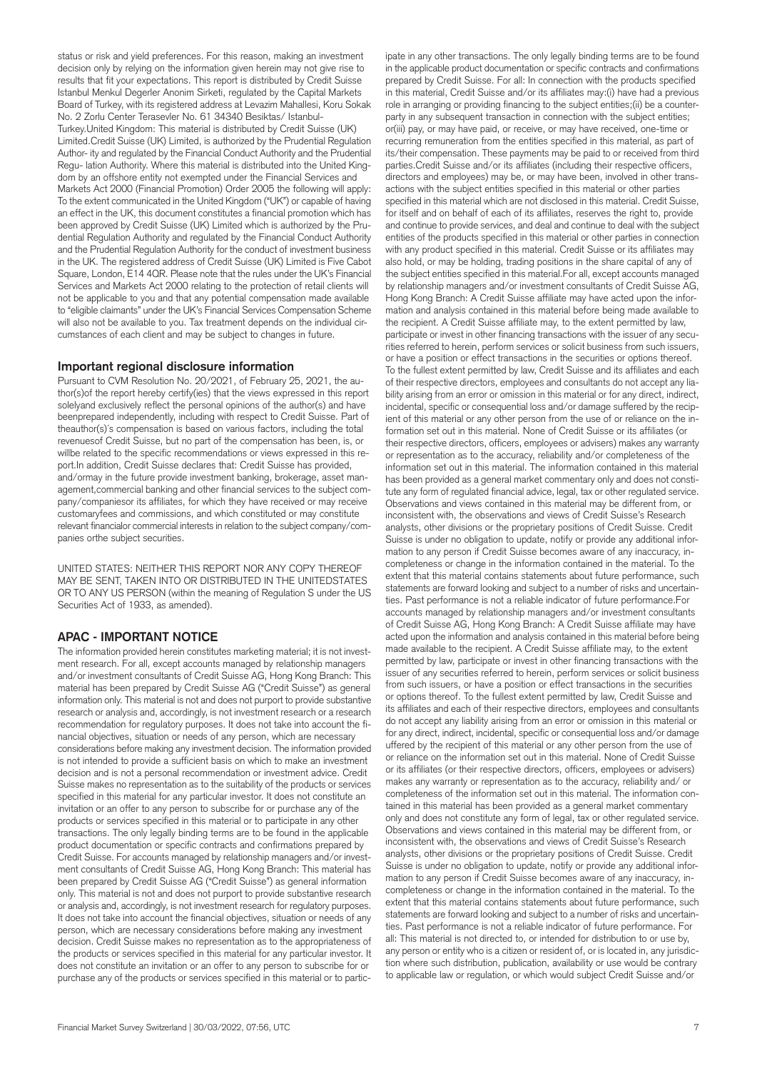status or risk and yield preferences. For this reason, making an investment decision only by relying on the information given herein may not give rise to results that fit your expectations. This report is distributed by Credit Suisse Istanbul Menkul Degerler Anonim Sirketi, regulated by the Capital Markets Board of Turkey, with its registered address at Levazim Mahallesi, Koru Sokak No. 2 Zorlu Center Terasevler No. 61 34340 Besiktas/ Istanbul-Turkey.United Kingdom: This material is distributed by Credit Suisse (UK) Limited.Credit Suisse (UK) Limited, is authorized by the Prudential Regulation Author- ity and regulated by the Financial Conduct Authority and the Prudential Regu- lation Authority. Where this material is distributed into the United Kingdom by an offshore entity not exempted under the Financial Services and Markets Act 2000 (Financial Promotion) Order 2005 the following will apply: To the extent communicated in the United Kingdom ("UK") or capable of having an effect in the UK, this document constitutes a financial promotion which has been approved by Credit Suisse (UK) Limited which is authorized by the Prudential Regulation Authority and regulated by the Financial Conduct Authority and the Prudential Regulation Authority for the conduct of investment business in the UK. The registered address of Credit Suisse (UK) Limited is Five Cabot Square, London, E14 4QR. Please note that the rules under the UK's Financial Services and Markets Act 2000 relating to the protection of retail clients will not be applicable to you and that any potential compensation made available to "eligible claimants" under the UK's Financial Services Compensation Scheme will also not be available to you. Tax treatment depends on the individual circumstances of each client and may be subject to changes in future.

## Important regional disclosure information

Pursuant to CVM Resolution No. 20/2021, of February 25, 2021, the author(s)of the report hereby certify(ies) that the views expressed in this report solelyand exclusively reflect the personal opinions of the author(s) and have beenprepared independently, including with respect to Credit Suisse. Part of theauthor(s)´s compensation is based on various factors, including the total revenuesof Credit Suisse, but no part of the compensation has been, is, or willbe related to the specific recommendations or views expressed in this report.In addition, Credit Suisse declares that: Credit Suisse has provided, and/ormay in the future provide investment banking, brokerage, asset management,commercial banking and other financial services to the subject company/companiesor its affiliates, for which they have received or may receive customaryfees and commissions, and which constituted or may constitute relevant financialor commercial interests in relation to the subject company/companies orthe subject securities.

UNITED STATES: NEITHER THIS REPORT NOR ANY COPY THEREOF MAY BE SENT, TAKEN INTO OR DISTRIBUTED IN THE UNITEDSTATES OR TO ANY US PERSON (within the meaning of Regulation S under the US Securities Act of 1933, as amended).

## APAC - IMPORTANT NOTICE

The information provided herein constitutes marketing material; it is not investment research. For all, except accounts managed by relationship managers and/or investment consultants of Credit Suisse AG, Hong Kong Branch: This material has been prepared by Credit Suisse AG ("Credit Suisse") as general information only. This material is not and does not purport to provide substantive research or analysis and, accordingly, is not investment research or a research recommendation for regulatory purposes. It does not take into account the financial objectives, situation or needs of any person, which are necessary considerations before making any investment decision. The information provided is not intended to provide a sufficient basis on which to make an investment decision and is not a personal recommendation or investment advice. Credit Suisse makes no representation as to the suitability of the products or services specified in this material for any particular investor. It does not constitute an invitation or an offer to any person to subscribe for or purchase any of the products or services specified in this material or to participate in any other transactions. The only legally binding terms are to be found in the applicable product documentation or specific contracts and confirmations prepared by Credit Suisse. For accounts managed by relationship managers and/or investment consultants of Credit Suisse AG, Hong Kong Branch: This material has been prepared by Credit Suisse AG ("Credit Suisse") as general information only. This material is not and does not purport to provide substantive research or analysis and, accordingly, is not investment research for regulatory purposes. It does not take into account the financial objectives, situation or needs of any person, which are necessary considerations before making any investment decision. Credit Suisse makes no representation as to the appropriateness of the products or services specified in this material for any particular investor. It does not constitute an invitation or an offer to any person to subscribe for or purchase any of the products or services specified in this material or to participate in any other transactions. The only legally binding terms are to be found in the applicable product documentation or specific contracts and confirmations prepared by Credit Suisse. For all: In connection with the products specified in this material, Credit Suisse and/or its affiliates may:(i) have had a previous role in arranging or providing financing to the subject entities;(ii) be a counterparty in any subsequent transaction in connection with the subject entities; or(iii) pay, or may have paid, or receive, or may have received, one-time or recurring remuneration from the entities specified in this material, as part of its/their compensation. These payments may be paid to or received from third parties.Credit Suisse and/or its affiliates (including their respective officers, directors and employees) may be, or may have been, involved in other transactions with the subject entities specified in this material or other parties specified in this material which are not disclosed in this material. Credit Suisse, for itself and on behalf of each of its affiliates, reserves the right to, provide and continue to provide services, and deal and continue to deal with the subject entities of the products specified in this material or other parties in connection with any product specified in this material. Credit Suisse or its affiliates may also hold, or may be holding, trading positions in the share capital of any of the subject entities specified in this material.For all, except accounts managed by relationship managers and/or investment consultants of Credit Suisse AG, Hong Kong Branch: A Credit Suisse affiliate may have acted upon the information and analysis contained in this material before being made available to the recipient. A Credit Suisse affiliate may, to the extent permitted by law, participate or invest in other financing transactions with the issuer of any securities referred to herein, perform services or solicit business from such issuers, or have a position or effect transactions in the securities or options thereof. To the fullest extent permitted by law, Credit Suisse and its affiliates and each of their respective directors, employees and consultants do not accept any liability arising from an error or omission in this material or for any direct, indirect, incidental, specific or consequential loss and/or damage suffered by the recipient of this material or any other person from the use of or reliance on the information set out in this material. None of Credit Suisse or its affiliates (or their respective directors, officers, employees or advisers) makes any warranty or representation as to the accuracy, reliability and/or completeness of the information set out in this material. The information contained in this material has been provided as a general market commentary only and does not constitute any form of regulated financial advice, legal, tax or other regulated service. Observations and views contained in this material may be different from, or inconsistent with, the observations and views of Credit Suisse's Research analysts, other divisions or the proprietary positions of Credit Suisse. Credit Suisse is under no obligation to update, notify or provide any additional information to any person if Credit Suisse becomes aware of any inaccuracy, incompleteness or change in the information contained in the material. To the extent that this material contains statements about future performance, such statements are forward looking and subject to a number of risks and uncertainties. Past performance is not a reliable indicator of future performance.For accounts managed by relationship managers and/or investment consultants of Credit Suisse AG, Hong Kong Branch: A Credit Suisse affiliate may have acted upon the information and analysis contained in this material before being made available to the recipient. A Credit Suisse affiliate may, to the extent permitted by law, participate or invest in other financing transactions with the issuer of any securities referred to herein, perform services or solicit business from such issuers, or have a position or effect transactions in the securities or options thereof. To the fullest extent permitted by law, Credit Suisse and its affiliates and each of their respective directors, employees and consultants do not accept any liability arising from an error or omission in this material or for any direct, indirect, incidental, specific or consequential loss and/or damage suffered by the recipient of this material or any other person from the use of or reliance on the information set out in this material. None of Credit Suisse or its affiliates (or their respective directors, officers, employees or advisers) makes any warranty or representation as to the accuracy, reliability and/ or completeness of the information set out in this material. The information contained in this material has been provided as a general market commentary only and does not constitute any form of legal, tax or other regulated service. Observations and views contained in this material may be different from, or inconsistent with, the observations and views of Credit Suisse's Research analysts, other divisions or the proprietary positions of Credit Suisse. Credit Suisse is under no obligation to update, notify or provide any additional information to any person if Credit Suisse becomes aware of any inaccuracy, incompleteness or change in the information contained in the material. To the extent that this material contains statements about future performance, such statements are forward looking and subject to a number of risks and uncertainties. Past performance is not a reliable indicator of future performance. For all: This material is not directed to, or intended for distribution to or use by, any person or entity who is a citizen or resident of, or is located in, any jurisdiction where such distribution, publication, availability or use would be contrary to applicable law or regulation, or which would subject Credit Suisse and/or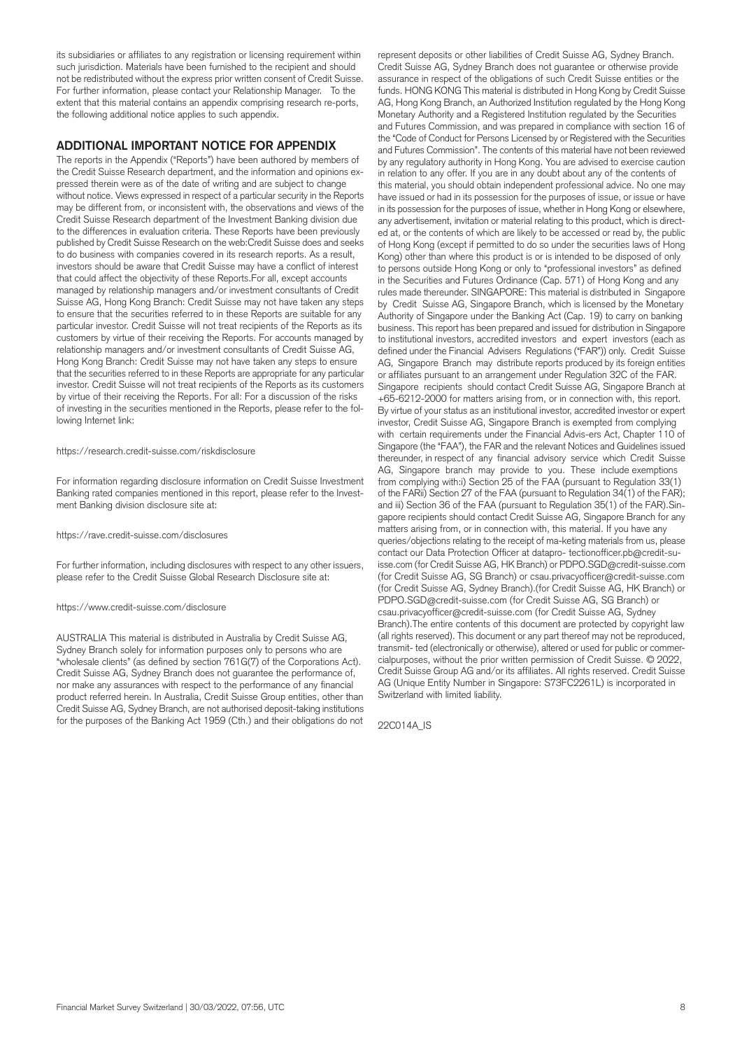its subsidiaries or affiliates to any registration or licensing requirement within such jurisdiction. Materials have been furnished to the recipient and should not be redistributed without the express prior written consent of Credit Suisse. For further information, please contact your Relationship Manager. To the extent that this material contains an appendix comprising research re-ports, the following additional notice applies to such appendix.

## ADDITIONAL IMPORTANT NOTICE FOR APPENDIX

The reports in the Appendix ("Reports") have been authored by members of the Credit Suisse Research department, and the information and opinions expressed therein were as of the date of writing and are subject to change without notice. Views expressed in respect of a particular security in the Reports may be different from, or inconsistent with, the observations and views of the Credit Suisse Research department of the Investment Banking division due to the differences in evaluation criteria. These Reports have been previously published by Credit Suisse Research on the web:Credit Suisse does and seeks to do business with companies covered in its research reports. As a result, investors should be aware that Credit Suisse may have a conflict of interest that could affect the objectivity of these Reports.For all, except accounts managed by relationship managers and/or investment consultants of Credit Suisse AG, Hong Kong Branch: Credit Suisse may not have taken any steps to ensure that the securities referred to in these Reports are suitable for any particular investor. Credit Suisse will not treat recipients of the Reports as its customers by virtue of their receiving the Reports. For accounts managed by relationship managers and/or investment consultants of Credit Suisse AG, Hong Kong Branch: Credit Suisse may not have taken any steps to ensure that the securities referred to in these Reports are appropriate for any particular investor. Credit Suisse will not treat recipients of the Reports as its customers by virtue of their receiving the Reports. For all: For a discussion of the risks of investing in the securities mentioned in the Reports, please refer to the following Internet link:

https://research.credit-suisse.com/riskdisclosure

For information regarding disclosure information on Credit Suisse Investment Banking rated companies mentioned in this report, please refer to the Investment Banking division disclosure site at:

https://rave.credit-suisse.com/disclosures

For further information, including disclosures with respect to any other issuers, please refer to the Credit Suisse Global Research Disclosure site at:

https://www.credit-suisse.com/disclosure

AUSTRALIA This material is distributed in Australia by Credit Suisse AG, Sydney Branch solely for information purposes only to persons who are "wholesale clients" (as defined by section 761G(7) of the Corporations Act). Credit Suisse AG, Sydney Branch does not guarantee the performance of, nor make any assurances with respect to the performance of any financial product referred herein. In Australia, Credit Suisse Group entities, other than Credit Suisse AG, Sydney Branch, are not authorised deposit-taking institutions for the purposes of the Banking Act 1959 (Cth.) and their obligations do not represent deposits or other liabilities of Credit Suisse AG, Sydney Branch. Credit Suisse AG, Sydney Branch does not guarantee or otherwise provide assurance in respect of the obligations of such Credit Suisse entities or the funds. HONG KONG This material is distributed in Hong Kong by Credit Suisse AG, Hong Kong Branch, an Authorized Institution regulated by the Hong Kong Monetary Authority and a Registered Institution regulated by the Securities and Futures Commission, and was prepared in compliance with section 16 of the "Code of Conduct for Persons Licensed by or Registered with the Securities and Futures Commission". The contents of this material have not been reviewed by any regulatory authority in Hong Kong. You are advised to exercise caution in relation to any offer. If you are in any doubt about any of the contents of this material, you should obtain independent professional advice. No one may have issued or had in its possession for the purposes of issue, or issue or have in its possession for the purposes of issue, whether in Hong Kong or elsewhere, any advertisement, invitation or material relating to this product, which is directed at, or the contents of which are likely to be accessed or read by, the public of Hong Kong (except if permitted to do so under the securities laws of Hong Kong) other than where this product is or is intended to be disposed of only to persons outside Hong Kong or only to "professional investors" as defined in the Securities and Futures Ordinance (Cap. 571) of Hong Kong and any rules made thereunder. SINGAPORE: This material is distributed in Singapore by Credit Suisse AG, Singapore Branch, which is licensed by the Monetary Authority of Singapore under the Banking Act (Cap. 19) to carry on banking business. This report has been prepared and issued for distribution in Singapore to institutional investors, accredited investors and expert investors (each as defined under the Financial Advisers Regulations ("FAR")) only. Credit Suisse AG, Singapore Branch may distribute reports produced by its foreign entities or affiliates pursuant to an arrangement under Regulation 32C of the FAR. Singapore recipients should contact Credit Suisse AG, Singapore Branch at +65-6212-2000 for matters arising from, or in connection with, this report. By virtue of your status as an institutional investor, accredited investor or expert investor, Credit Suisse AG, Singapore Branch is exempted from complying with certain requirements under the Financial Advis-ers Act, Chapter 110 of Singapore (the "FAA"), the FAR and the relevant Notices and Guidelines issued thereunder, in respect of any financial advisory service which Credit Suisse AG, Singapore branch may provide to you. These include exemptions from complying with:i) Section 25 of the FAA (pursuant to Regulation 33(1) of the FARii) Section 27 of the FAA (pursuant to Regulation 34(1) of the FAR); and iii) Section 36 of the FAA (pursuant to Regulation 35(1) of the FAR).Singapore recipients should contact Credit Suisse AG, Singapore Branch for any matters arising from, or in connection with, this material. If you have any queries/objections relating to the receipt of ma-keting materials from us, please contact our Data Protection Officer at datapro- tectionofficer.pb@credit-suisse.com (for Credit Suisse AG, HK Branch) or PDPO.SGD@credit-suisse.com (for Credit Suisse AG, SG Branch) or csau.privacyofficer@credit-suisse.com (for Credit Suisse AG, Sydney Branch).(for Credit Suisse AG, HK Branch) or PDPO.SGD@credit-suisse.com (for Credit Suisse AG, SG Branch) or csau.privacyofficer@credit-suisse.com (for Credit Suisse AG, Sydney Branch).The entire contents of this document are protected by copyright law (all rights reserved). This document or any part thereof may not be reproduced, transmit- ted (electronically or otherwise), altered or used for public or commercialpurposes, without the prior written permission of Credit Suisse. © 2022, Credit Suisse Group AG and/or its affiliates. All rights reserved. Credit Suisse AG (Unique Entity Number in Singapore: S73FC2261L) is incorporated in Switzerland with limited liability.

22C014A_IS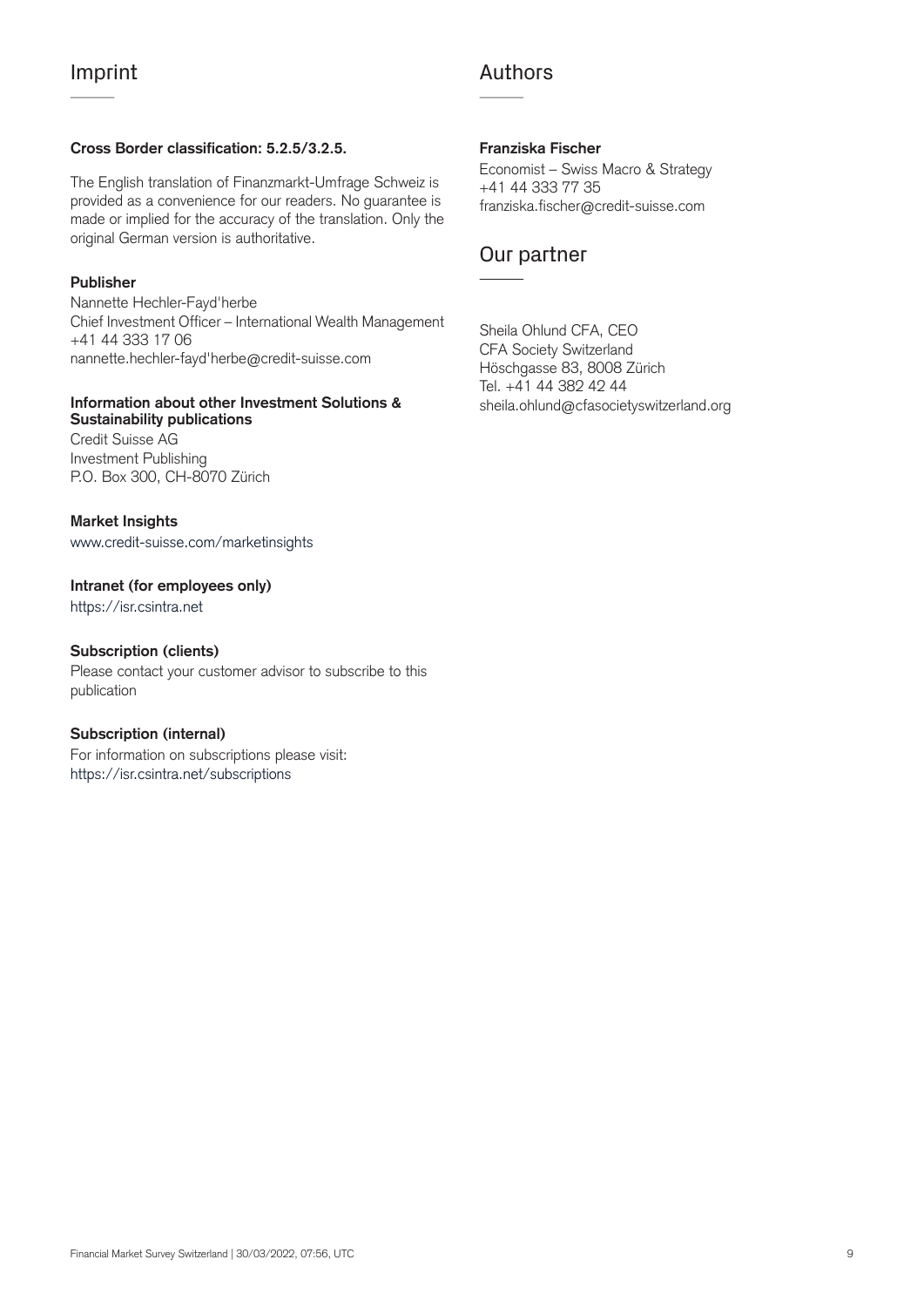## Imprint

**Cross Border classification: 5.2.5/3.2.5.**

The English translation of Finanzmarkt-Umfrage Schweiz is provided as a convenience for our readers. No guarantee is made or implied for the accuracy of the translation. Only the original German version is authoritative.

**Publisher**
Nannette Hechler-Fayd'herbe
Chief Investment Officer – International Wealth Management
+41 44 333 17 06
nannette.hechler-fayd'herbe@credit-suisse.com

**Information about other Investment Solutions & Sustainability publications**
Credit Suisse AG
Investment Publishing
P.O. Box 300, CH-8070 Zürich

**Market Insights**
www.credit-suisse.com/marketinsights

**Intranet (for employees only)**
https://isr.csintra.net

**Subscription (clients)**
Please contact your customer advisor to subscribe to this publication

**Subscription (internal)**
For information on subscriptions please visit:
https://isr.csintra.net/subscriptions

## Authors

**Franziska Fischer**
Economist – Swiss Macro & Strategy
+41 44 333 77 35
franziska.fischer@credit-suisse.com

## Our partner

Sheila Ohlund CFA, CEO
CFA Society Switzerland
Höschgasse 83, 8008 Zürich
Tel. +41 44 382 42 44
sheila.ohlund@cfasocietyswitzerland.org